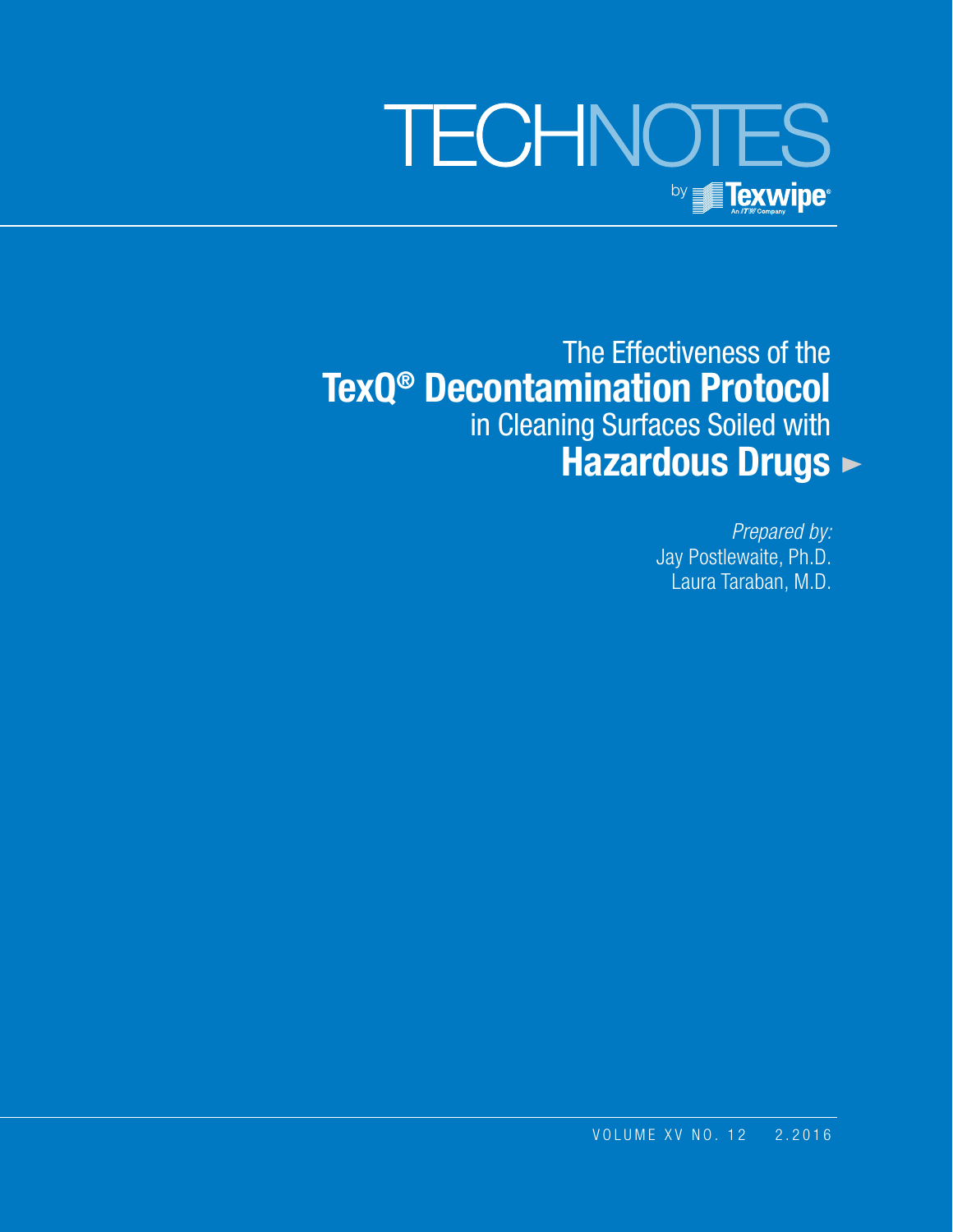# TECHNOTES

by Texwipe®

An ITW Company

# The Effectiveness of the **TexQ® Decontamination Protocol** in Cleaning Surfaces Soiled with **Hazardous Drugs**

*Prepared by:*

Jay Postlewaite, Ph.D.

Laura Taraban, M.D.

VOLUME XV NO. 12 2.2016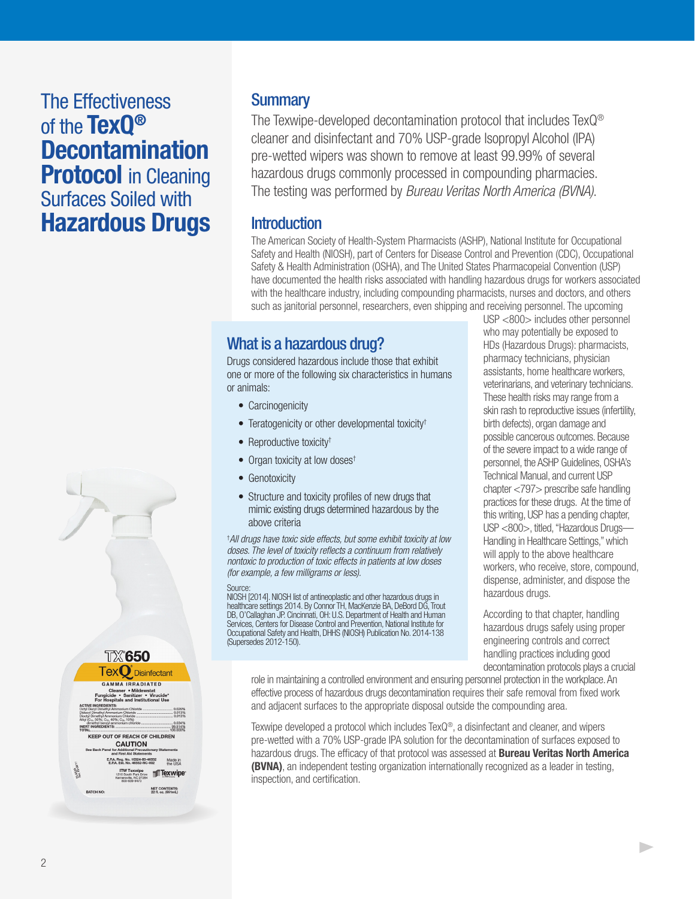# The Effectiveness of the TexQ® Decontamination Protocol in Cleaning Surfaces Soiled with Hazardous Drugs

## Summary

The Texwipe-developed decontamination protocol that includes TexQ® cleaner and disinfectant and 70% USP-grade Isopropyl Alcohol (IPA) pre-wetted wipers was shown to remove at least 99.99% of several hazardous drugs commonly processed in compounding pharmacies. The testing was performed by *Bureau Veritas North America (BVNA).*

## Introduction

The American Society of Health-System Pharmacists (ASHP), National Institute for Occupational Safety and Health (NIOSH), part of Centers for Disease Control and Prevention (CDC), Occupational Safety & Health Administration (OSHA), and The United States Pharmacopeial Convention (USP) have documented the health risks associated with handling hazardous drugs for workers associated with the healthcare industry, including compounding pharmacists, nurses and doctors, and others such as janitorial personnel, researchers, even shipping and receiving personnel. The upcoming USP <800> includes other personnel who may potentially be exposed to HDs (Hazardous Drugs): pharmacists, pharmacy technicians, physician assistants, home healthcare workers, veterinarians, and veterinary technicians. These health risks may range from a skin rash to reproductive issues (infertility, birth defects), organ damage and possible cancerous outcomes. Because of the severe impact to a wide range of personnel, the ASHP Guidelines, OSHA's Technical Manual, and current USP chapter <797> prescribe safe handling practices for these drugs. At the time of this writing, USP has a pending chapter, USP <800>, titled, "Hazardous Drugs—Handling in Healthcare Settings," which will apply to the above healthcare workers, who receive, store, compound, dispense, administer, and dispose the hazardous drugs.

According to that chapter, handling hazardous drugs safely using proper engineering controls and correct handling practices including good decontamination protocols plays a crucial role in maintaining a controlled environment and ensuring personnel protection in the workplace. An effective process of hazardous drugs decontamination requires their safe removal from fixed work and adjacent surfaces to the appropriate disposal outside the compounding area.

Texwipe developed a protocol which includes TexQ®, a disinfectant and cleaner, and wipers pre-wetted with a 70% USP-grade IPA solution for the decontamination of surfaces exposed to hazardous drugs. The efficacy of that protocol was assessed at **Bureau Veritas North America (BVNA)**, an independent testing organization internationally recognized as a leader in testing, inspection, and certification.

## What is a hazardous drug?

Drugs considered hazardous include those that exhibit one or more of the following six characteristics in humans or animals:

- Carcinogenicity
- Teratogenicity or other developmental toxicity†
- Reproductive toxicity†
- Organ toxicity at low doses†
- Genotoxicity
- Structure and toxicity profiles of new drugs that mimic existing drugs determined hazardous by the above criteria

*†All drugs have toxic side effects, but some exhibit toxicity at low doses. The level of toxicity reflects a continuum from relatively nontoxic to production of toxic effects in patients at low doses (for example, a few milligrams or less).*

Source:
NIOSH [2014]. NIOSH list of antineoplastic and other hazardous drugs in healthcare settings 2014. By Connor TH, MacKenzie BA, DeBord DG, Trout DB, O'Callaghan JP. Cincinnati, OH: U.S. Department of Health and Human Services, Centers for Disease Control and Prevention, National Institute for Occupational Safety and Health, DHHS (NIOSH) Publication No. 2014-138 (Supersedes 2012-150).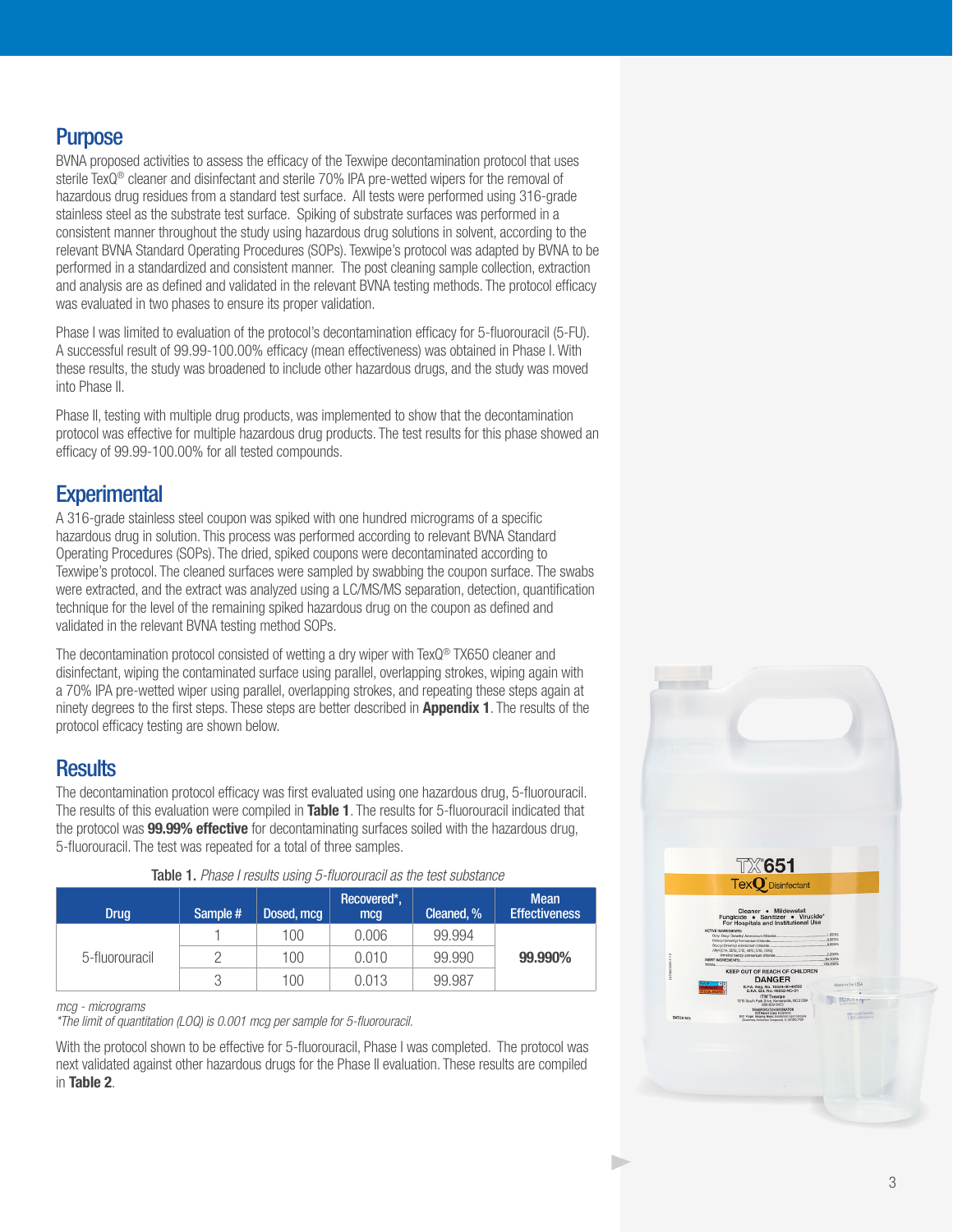## Purpose

BVNA proposed activities to assess the efficacy of the Texwipe decontamination protocol that uses sterile TexQ® cleaner and disinfectant and sterile 70% IPA pre-wetted wipers for the removal of hazardous drug residues from a standard test surface. All tests were performed using 316-grade stainless steel as the substrate test surface. Spiking of substrate surfaces was performed in a consistent manner throughout the study using hazardous drug solutions in solvent, according to the relevant BVNA Standard Operating Procedures (SOPs). Texwipe's protocol was adapted by BVNA to be performed in a standardized and consistent manner. The post cleaning sample collection, extraction and analysis are as defined and validated in the relevant BVNA testing methods. The protocol efficacy was evaluated in two phases to ensure its proper validation.

Phase I was limited to evaluation of the protocol's decontamination efficacy for 5-fluorouracil (5-FU). A successful result of 99.99-100.00% efficacy (mean effectiveness) was obtained in Phase I. With these results, the study was broadened to include other hazardous drugs, and the study was moved into Phase II.

Phase II, testing with multiple drug products, was implemented to show that the decontamination protocol was effective for multiple hazardous drug products. The test results for this phase showed an efficacy of 99.99-100.00% for all tested compounds.

## Experimental

A 316-grade stainless steel coupon was spiked with one hundred micrograms of a specific hazardous drug in solution. This process was performed according to relevant BVNA Standard Operating Procedures (SOPs). The dried, spiked coupons were decontaminated according to Texwipe's protocol. The cleaned surfaces were sampled by swabbing the coupon surface. The swabs were extracted, and the extract was analyzed using a LC/MS/MS separation, detection, quantification technique for the level of the remaining spiked hazardous drug on the coupon as defined and validated in the relevant BVNA testing method SOPs.

The decontamination protocol consisted of wetting a dry wiper with TexQ® TX650 cleaner and disinfectant, wiping the contaminated surface using parallel, overlapping strokes, wiping again with a 70% IPA pre-wetted wiper using parallel, overlapping strokes, and repeating these steps again at ninety degrees to the first steps. These steps are better described in **Appendix 1**. The results of the protocol efficacy testing are shown below.

## Results

The decontamination protocol efficacy was first evaluated using one hazardous drug, 5-fluorouracil. The results of this evaluation were compiled in **Table 1**. The results for 5-fluorouracil indicated that the protocol was **99.99% effective** for decontaminating surfaces soiled with the hazardous drug, 5-fluorouracil. The test was repeated for a total of three samples.

Table 1. *Phase I results using 5-fluorouracil as the test substance*

| Drug | Sample # | Dosed, mcg | Recovered*, mcg | Cleaned, % | Mean Effectiveness |
|---|---|---|---|---|---|
| 5-fluorouracil | 1 | 100 | 0.006 | 99.994 | **99.990%** |
| | 2 | 100 | 0.010 | 99.990 | |
| | 3 | 100 | 0.013 | 99.987 | |

*mcg - micrograms*
*\*The limit of quantitation (LOQ) is 0.001 mcg per sample for 5-fluorouracil.*

With the protocol shown to be effective for 5-fluorouracil, Phase I was completed. The protocol was next validated against other hazardous drugs for the Phase II evaluation. These results are compiled in **Table 2**.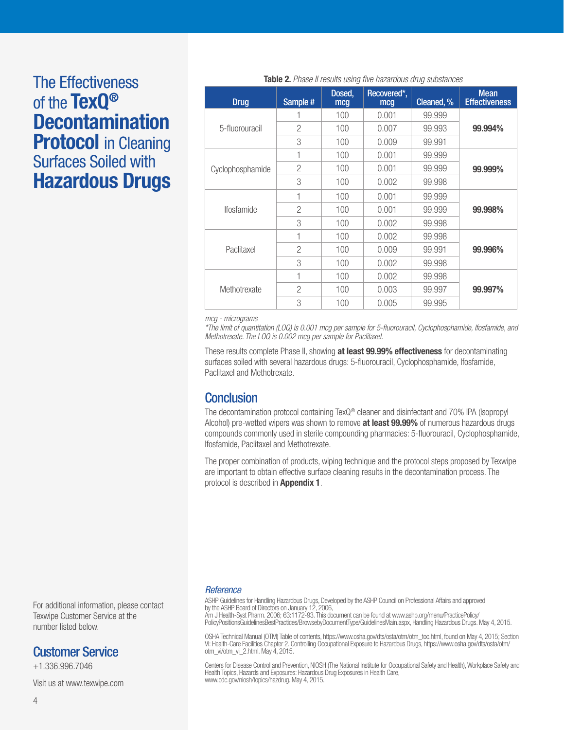# The Effectiveness of the **TexQ®** **Decontamination Protocol** in Cleaning Surfaces Soiled with **Hazardous Drugs**

**Table 2.** *Phase II results using five hazardous drug substances*

| Drug | Sample # | Dosed, mcg | Recovered*, mcg | Cleaned, % | Mean Effectiveness |
|---|---|---|---|---|---|
| 5-fluorouracil | 1 | 100 | 0.001 | 99.999 | **99.994%** |
| | 2 | 100 | 0.007 | 99.993 | |
| | 3 | 100 | 0.009 | 99.991 | |
| Cyclophosphamide | 1 | 100 | 0.001 | 99.999 | **99.999%** |
| | 2 | 100 | 0.001 | 99.999 | |
| | 3 | 100 | 0.002 | 99.998 | |
| Ifosfamide | 1 | 100 | 0.001 | 99.999 | **99.998%** |
| | 2 | 100 | 0.001 | 99.999 | |
| | 3 | 100 | 0.002 | 99.998 | |
| Paclitaxel | 1 | 100 | 0.002 | 99.998 | **99.996%** |
| | 2 | 100 | 0.009 | 99.991 | |
| | 3 | 100 | 0.002 | 99.998 | |
| Methotrexate | 1 | 100 | 0.002 | 99.998 | **99.997%** |
| | 2 | 100 | 0.003 | 99.997 | |
| | 3 | 100 | 0.005 | 99.995 | |

*mcg - micrograms*

*\*The limit of quantitation (LOQ) is 0.001 mcg per sample for 5-fluorouracil, Cyclophosphamide, Ifosfamide, and Methotrexate. The LOQ is 0.002 mcg per sample for Paclitaxel.*

These results complete Phase II, showing **at least 99.99% effectiveness** for decontaminating surfaces soiled with several hazardous drugs: 5-fluorouracil, Cyclophosphamide, Ifosfamide, Paclitaxel and Methotrexate.

## Conclusion

The decontamination protocol containing TexQ® cleaner and disinfectant and 70% IPA (Isopropyl Alcohol) pre-wetted wipers was shown to remove **at least 99.99%** of numerous hazardous drugs compounds commonly used in sterile compounding pharmacies: 5-fluorouracil, Cyclophosphamide, Ifosfamide, Paclitaxel and Methotrexate.

The proper combination of products, wiping technique and the protocol steps proposed by Texwipe are important to obtain effective surface cleaning results in the decontamination process. The protocol is described in **Appendix 1**.

### *Reference*

ASHP Guidelines for Handling Hazardous Drugs, Developed by the ASHP Council on Professional Affairs and approved by the ASHP Board of Directors on January 12, 2006,
Am J Health-Syst Pharm. 2006; 63:1172-93. This document can be found at www.ashp.org/menu/PracticePolicy/PolicyPositionsGuidelinesBestPractices/BrowsebyDocumentType/GuidelinesMain.aspx, Handling Hazardous Drugs. May 4, 2015.

OSHA Technical Manual (OTM) Table of contents, https://www.osha.gov/dts/osta/otm/otm_toc.html, found on May 4, 2015; Section VI: Health-Care Facilities Chapter 2. Controlling Occupational Exposure to Hazardous Drugs, https://www.osha.gov/dts/osta/otm/otm_vi/otm_vi_2.html. May 4, 2015.

Centers for Disease Control and Prevention, NIOSH (The National Institute for Occupational Safety and Health), Workplace Safety and Health Topics, Hazards and Exposures: Hazardous Drug Exposures in Health Care, www.cdc.gov/niosh/topics/hazdrug. May 4, 2015.

For additional information, please contact Texwipe Customer Service at the number listed below.

## Customer Service

+1.336.996.7046

Visit us at www.texwipe.com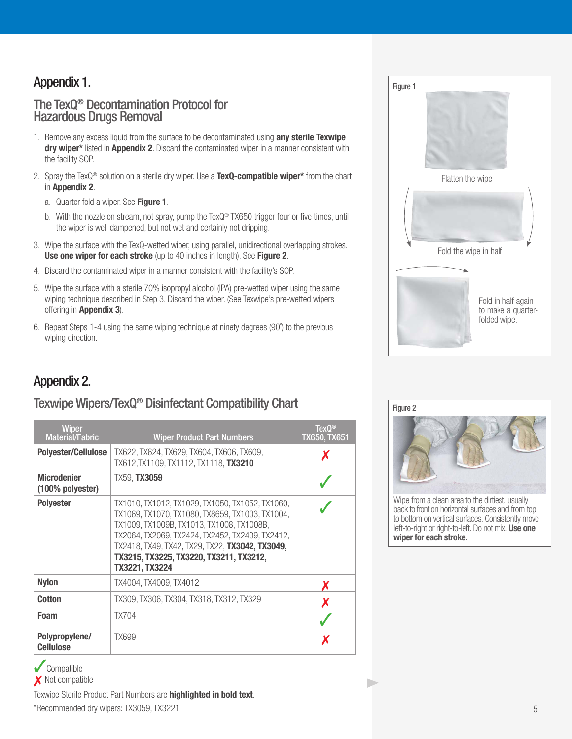# Appendix 1.

## The TexQ® Decontamination Protocol for Hazardous Drugs Removal

1. Remove any excess liquid from the surface to be decontaminated using **any sterile Texwipe dry wiper*** listed in **Appendix 2**. Discard the contaminated wiper in a manner consistent with the facility SOP.
2. Spray the TexQ® solution on a sterile dry wiper. Use a **TexQ-compatible wiper*** from the chart in **Appendix 2**.
   a. Quarter fold a wiper. See **Figure 1**.
   b. With the nozzle on stream, not spray, pump the TexQ® TX650 trigger four or five times, until the wiper is well dampened, but not wet and certainly not dripping.
3. Wipe the surface with the TexQ-wetted wiper, using parallel, unidirectional overlapping strokes. **Use one wiper for each stroke** (up to 40 inches in length). See **Figure 2**.
4. Discard the contaminated wiper in a manner consistent with the facility's SOP.
5. Wipe the surface with a sterile 70% isopropyl alcohol (IPA) pre-wetted wiper using the same wiping technique described in Step 3. Discard the wiper. (See Texwipe's pre-wetted wipers offering in **Appendix 3**).
6. Repeat Steps 1-4 using the same wiping technique at ninety degrees (90°) to the previous wiping direction.

Figure 1

Flatten the wipe

Fold the wipe in half

Fold in half again to make a quarter-folded wipe.

# Appendix 2.

## Texwipe Wipers/TexQ® Disinfectant Compatibility Chart

| Wiper Material/Fabric | Wiper Product Part Numbers | TexQ® TX650, TX651 |
|---|---|---|
| **Polyester/Cellulose** | TX622, TX624, TX629, TX604, TX606, TX609, TX612,TX1109, TX1112, TX1118, **TX3210** | ✗ |
| **Microdenier (100% polyester)** | TX59, **TX3059** | ✓ |
| **Polyester** | TX1010, TX1012, TX1029, TX1050, TX1052, TX1060, TX1069, TX1070, TX1080, TX8659, TX1003, TX1004, TX1009, TX1009B, TX1013, TX1008, TX1008B, TX2064, TX2069, TX2424, TX2452, TX2409, TX2412, TX2418, TX49, TX42, TX29, TX22, **TX3042, TX3049, TX3215, TX3225, TX3220, TX3211, TX3212, TX3221, TX3224** | ✓ |
| **Nylon** | TX4004, TX4009, TX4012 | ✗ |
| **Cotton** | TX309, TX306, TX304, TX318, TX312, TX329 | ✗ |
| **Foam** | TX704 | ✓ |
| **Polypropylene/ Cellulose** | TX699 | ✗ |

✓ Compatible
✗ Not compatible

Texwipe Sterile Product Part Numbers are **highlighted in bold text**.

*Recommended dry wipers: TX3059, TX3221

Figure 2

Wipe from a clean area to the dirtiest, usually back to front on horizontal surfaces and from top to bottom on vertical surfaces. Consistently move left-to-right or right-to-left. Do not mix. **Use one wiper for each stroke.**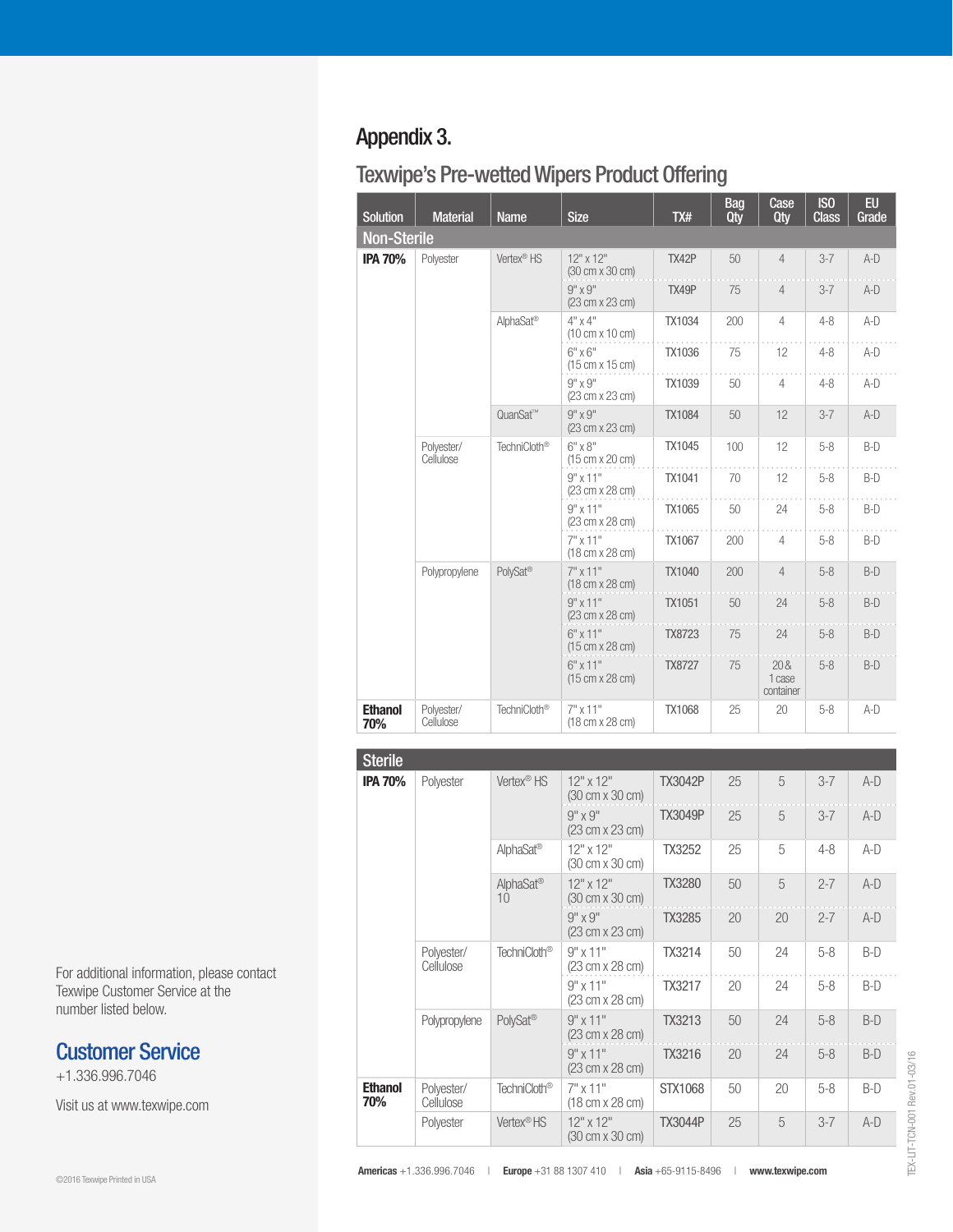## Appendix 3.

## Texwipe's Pre-wetted Wipers Product Offering

| Solution | Material | Name | Size | TX# | Bag Qty | Case Qty | ISO Class | EU Grade |
|---|---|---|---|---|---|---|---|---|
| **Non-Sterile** | | | | | | | | |
| **IPA 70%** | Polyester | Vertex® HS | 12" x 12" (30 cm x 30 cm) | TX42P | 50 | 4 | 3-7 | A-D |
| | | | 9" x 9" (23 cm x 23 cm) | TX49P | 75 | 4 | 3-7 | A-D |
| | | AlphaSat® | 4" x 4" (10 cm x 10 cm) | TX1034 | 200 | 4 | 4-8 | A-D |
| | | | 6" x 6" (15 cm x 15 cm) | TX1036 | 75 | 12 | 4-8 | A-D |
| | | | 9" x 9" (23 cm x 23 cm) | TX1039 | 50 | 4 | 4-8 | A-D |
| | | QuanSat™ | 9" x 9" (23 cm x 23 cm) | TX1084 | 50 | 12 | 3-7 | A-D |
| | Polyester/ Cellulose | TechniCloth® | 6" x 8" (15 cm x 20 cm) | TX1045 | 100 | 12 | 5-8 | B-D |
| | | | 9" x 11" (23 cm x 28 cm) | TX1041 | 70 | 12 | 5-8 | B-D |
| | | | 9" x 11" (23 cm x 28 cm) | TX1065 | 50 | 24 | 5-8 | B-D |
| | | | 7" x 11" (18 cm x 28 cm) | TX1067 | 200 | 4 | 5-8 | B-D |
| | Polypropylene | PolySat® | 7" x 11" (18 cm x 28 cm) | TX1040 | 200 | 4 | 5-8 | B-D |
| | | | 9" x 11" (23 cm x 28 cm) | TX1051 | 50 | 24 | 5-8 | B-D |
| | | | 6" x 11" (15 cm x 28 cm) | TX8723 | 75 | 24 | 5-8 | B-D |
| | | | 6" x 11" (15 cm x 28 cm) | TX8727 | 75 | 20 & 1 case container | 5-8 | B-D |
| **Ethanol 70%** | Polyester/ Cellulose | TechniCloth® | 7" x 11" (18 cm x 28 cm) | TX1068 | 25 | 20 | 5-8 | A-D |
| **Sterile** | | | | | | | | |
| **IPA 70%** | Polyester | Vertex® HS | 12" x 12" (30 cm x 30 cm) | TX3042P | 25 | 5 | 3-7 | A-D |
| | | | 9" x 9" (23 cm x 23 cm) | TX3049P | 25 | 5 | 3-7 | A-D |
| | | AlphaSat® | 12" x 12" (30 cm x 30 cm) | TX3252 | 25 | 5 | 4-8 | A-D |
| | | AlphaSat® 10 | 12" x 12" (30 cm x 30 cm) | TX3280 | 50 | 5 | 2-7 | A-D |
| | | | 9" x 9" (23 cm x 23 cm) | TX3285 | 20 | 20 | 2-7 | A-D |
| | Polyester/ Cellulose | TechniCloth® | 9" x 11" (23 cm x 28 cm) | TX3214 | 50 | 24 | 5-8 | B-D |
| | | | 9" x 11" (23 cm x 28 cm) | TX3217 | 20 | 24 | 5-8 | B-D |
| | Polypropylene | PolySat® | 9" x 11" (23 cm x 28 cm) | TX3213 | 50 | 24 | 5-8 | B-D |
| | | | 9" x 11" (23 cm x 28 cm) | TX3216 | 20 | 24 | 5-8 | B-D |
| **Ethanol 70%** | Polyester/ Cellulose | TechniCloth® | 7" x 11" (18 cm x 28 cm) | STX1068 | 50 | 20 | 5-8 | B-D |
| | Polyester | Vertex® HS | 12" x 12" (30 cm x 30 cm) | TX3044P | 25 | 5 | 3-7 | A-D |

For additional information, please contact Texwipe Customer Service at the number listed below.

## Customer Service

+1.336.996.7046

Visit us at www.texwipe.com

**Americas** +1.336.996.7046 | **Europe** +31 88 1307 410 | **Asia** +65-9115-8496 | **www.texwipe.com**

TEX-LIT-TCN-001 Rev.01-03/16

©2016 Texwipe Printed in USA